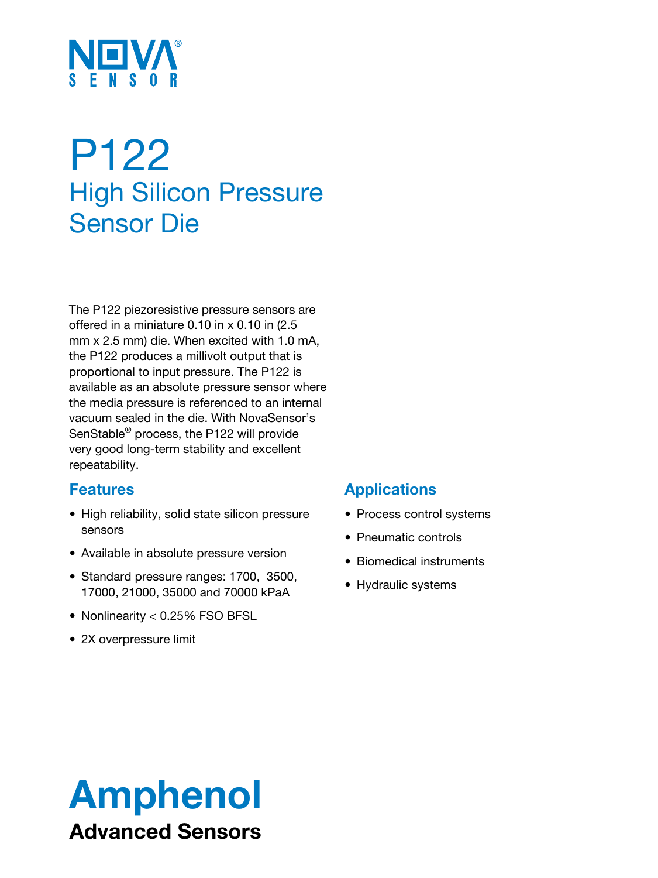NOVA® SENSOR

# P122

## High Silicon Pressure Sensor Die

The P122 piezoresistive pressure sensors are offered in a miniature 0.10 in x 0.10 in (2.5 mm x 2.5 mm) die. When excited with 1.0 mA, the P122 produces a millivolt output that is proportional to input pressure. The P122 is available as an absolute pressure sensor where the media pressure is referenced to an internal vacuum sealed in the die. With NovaSensor's SenStable® process, the P122 will provide very good long-term stability and excellent repeatability.

### Features

- High reliability, solid state silicon pressure sensors
- Available in absolute pressure version
- Standard pressure ranges: 1700, 3500, 17000, 21000, 35000 and 70000 kPaA
- Nonlinearity < 0.25% FSO BFSL
- 2X overpressure limit

### Applications

- Process control systems
- Pneumatic controls
- Biomedical instruments
- Hydraulic systems

**Amphenol**
**Advanced Sensors**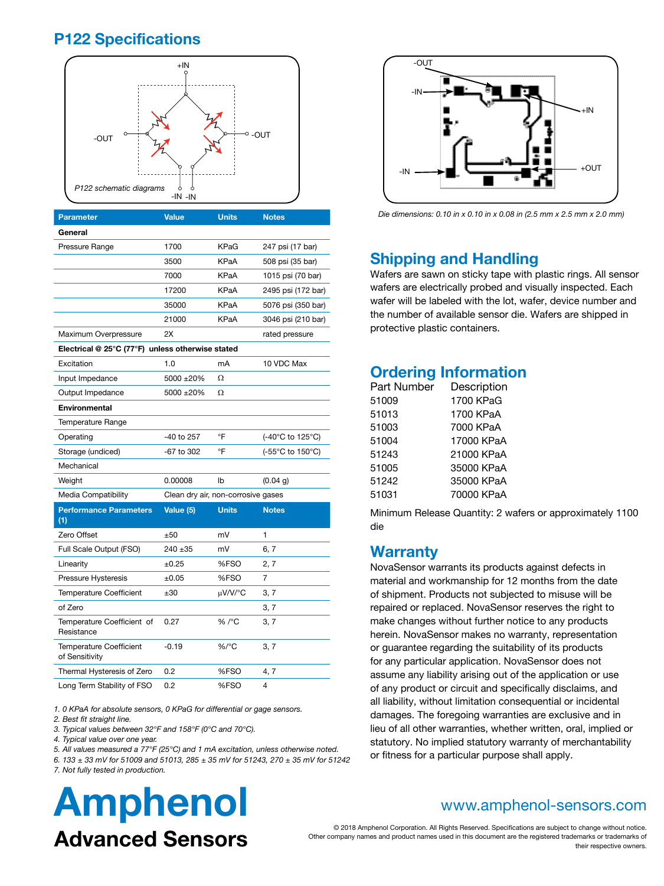## P122 Specifications

+IN

-OUT

-OUT

P122 schematic diagrams

-IN -IN

-OUT

-IN

+IN

-IN

+OUT

*Die dimensions: 0.10 in x 0.10 in x 0.08 in (2.5 mm x 2.5 mm x 2.0 mm)*

| Parameter | Value | Units | Notes |
|---|---|---|---|
| **General** | | | |
| Pressure Range | 1700 | KPaG | 247 psi (17 bar) |
| | 3500 | KPaA | 508 psi (35 bar) |
| | 7000 | KPaA | 1015 psi (70 bar) |
| | 17200 | KPaA | 2495 psi (172 bar) |
| | 35000 | KPaA | 5076 psi (350 bar) |
| | 21000 | KPaA | 3046 psi (210 bar) |
| Maximum Overpressure | 2X | | rated pressure |
| **Electrical @ 25°C (77°F) unless otherwise stated** | | | |
| Excitation | 1.0 | mA | 10 VDC Max |
| Input Impedance | 5000 ±20% | Ω | |
| Output Impedance | 5000 ±20% | Ω | |
| **Environmental** | | | |
| Temperature Range | | | |
| Operating | -40 to 257 | °F | (-40°C to 125°C) |
| Storage (undiced) | -67 to 302 | °F | (-55°C to 150°C) |
| Mechanical | | | |
| Weight | 0.00008 | lb | (0.04 g) |
| Media Compatibility | Clean dry air, non-corrosive gases | | |
| **Performance Parameters (1)** | **Value (5)** | **Units** | **Notes** |
| Zero Offset | ±50 | mV | 1 |
| Full Scale Output (FSO) | 240 ±35 | mV | 6, 7 |
| Linearity | ±0.25 | %FSO | 2, 7 |
| Pressure Hysteresis | ±0.05 | %FSO | 7 |
| Temperature Coefficient | ±30 | μV/V/°C | 3, 7 |
| of Zero | | | 3, 7 |
| Temperature Coefficient of Resistance | 0.27 | % /°C | 3, 7 |
| Temperature Coefficient of Sensitivity | -0.19 | %/°C | 3, 7 |
| Thermal Hysteresis of Zero | 0.2 | %FSO | 4, 7 |
| Long Term Stability of FSO | 0.2 | %FSO | 4 |

*1. 0 KPaA for absolute sensors, 0 KPaG for differential or gage sensors.*
*2. Best fit straight line.*
*3. Typical values between 32°F and 158°F (0°C and 70°C).*
*4. Typical value over one year.*
*5. All values measured a 77°F (25°C) and 1 mA excitation, unless otherwise noted.*
*6. 133 ± 33 mV for 51009 and 51013, 285 ± 35 mV for 51243, 270 ± 35 mV for 51242*
*7. Not fully tested in production.*

## Shipping and Handling

Wafers are sawn on sticky tape with plastic rings. All sensor wafers are electrically probed and visually inspected. Each wafer will be labeled with the lot, wafer, device number and the number of available sensor die. Wafers are shipped in protective plastic containers.

## Ordering Information

| Part Number | Description |
|---|---|
| 51009 | 1700 KPaG |
| 51013 | 1700 KPaA |
| 51003 | 7000 KPaA |
| 51004 | 17000 KPaA |
| 51243 | 21000 KPaA |
| 51005 | 35000 KPaA |
| 51242 | 35000 KPaA |
| 51031 | 70000 KPaA |

Minimum Release Quantity: 2 wafers or approximately 1100 die

## Warranty

NovaSensor warrants its products against defects in material and workmanship for 12 months from the date of shipment. Products not subjected to misuse will be repaired or replaced. NovaSensor reserves the right to make changes without further notice to any products herein. NovaSensor makes no warranty, representation or guarantee regarding the suitability of its products for any particular application. NovaSensor does not assume any liability arising out of the application or use of any product or circuit and specifically disclaims, and all liability, without limitation consequential or incidental damages. The foregoing warranties are exclusive and in lieu of all other warranties, whether written, oral, implied or statutory. No implied statutory warranty of merchantability or fitness for a particular purpose shall apply.

**Amphenol**
**Advanced Sensors**

www.amphenol-sensors.com

© 2018 Amphenol Corporation. All Rights Reserved. Specifications are subject to change without notice. Other company names and product names used in this document are the registered trademarks or trademarks of their respective owners.